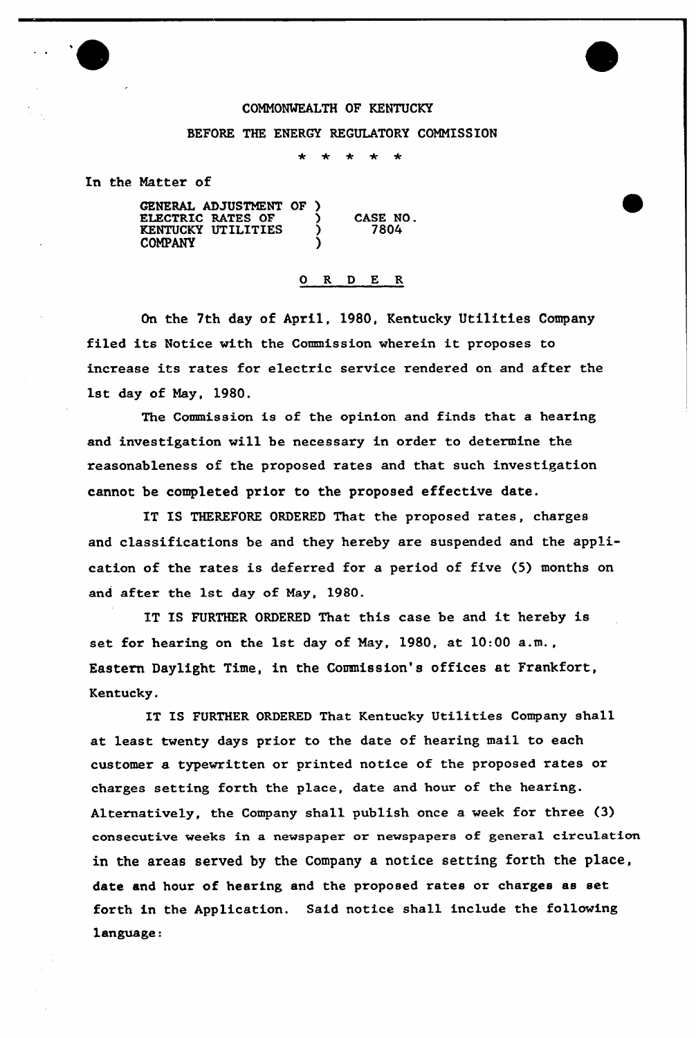COMMONWEALTH OF KENTUCKY

BEFORE THE ENERGY REGULATORY COMMISSION

\* \* \* \* \*

In the Matter of

GENERAL ADJUSTMENT OF )
ELECTRIC RATES OF )　　CASE NO.
KENTUCKY UTILITIES )　　7804
COMPANY )

## O R D E R

On the 7th day of April, 1980, Kentucky Utilities Company filed its Notice with the Commission wherein it proposes to increase its rates for electric service rendered on and after the 1st day of May, 1980.

The Commission is of the opinion and finds that a hearing and investigation will be necessary in order to determine the reasonableness of the proposed rates and that such investigation cannot be completed prior to the proposed effective date.

IT IS THEREFORE ORDERED That the proposed rates, charges and classifications be and they hereby are suspended and the application of the rates is deferred for a period of five (5) months on and after the 1st day of May, 1980.

IT IS FURTHER ORDERED That this case be and it hereby is set for hearing on the 1st day of May, 1980, at 10:00 a.m., Eastern Daylight Time, in the Commission's offices at Frankfort, Kentucky.

IT IS FURTHER ORDERED That Kentucky Utilities Company shall at least twenty days prior to the date of hearing mail to each customer a typewritten or printed notice of the proposed rates or charges setting forth the place, date and hour of the hearing. Alternatively, the Company shall publish once a week for three (3) consecutive weeks in a newspaper or newspapers of general circulation in the areas served by the Company a notice setting forth the place, date and hour of hearing and the proposed rates or charges as set forth in the Application. Said notice shall include the following language: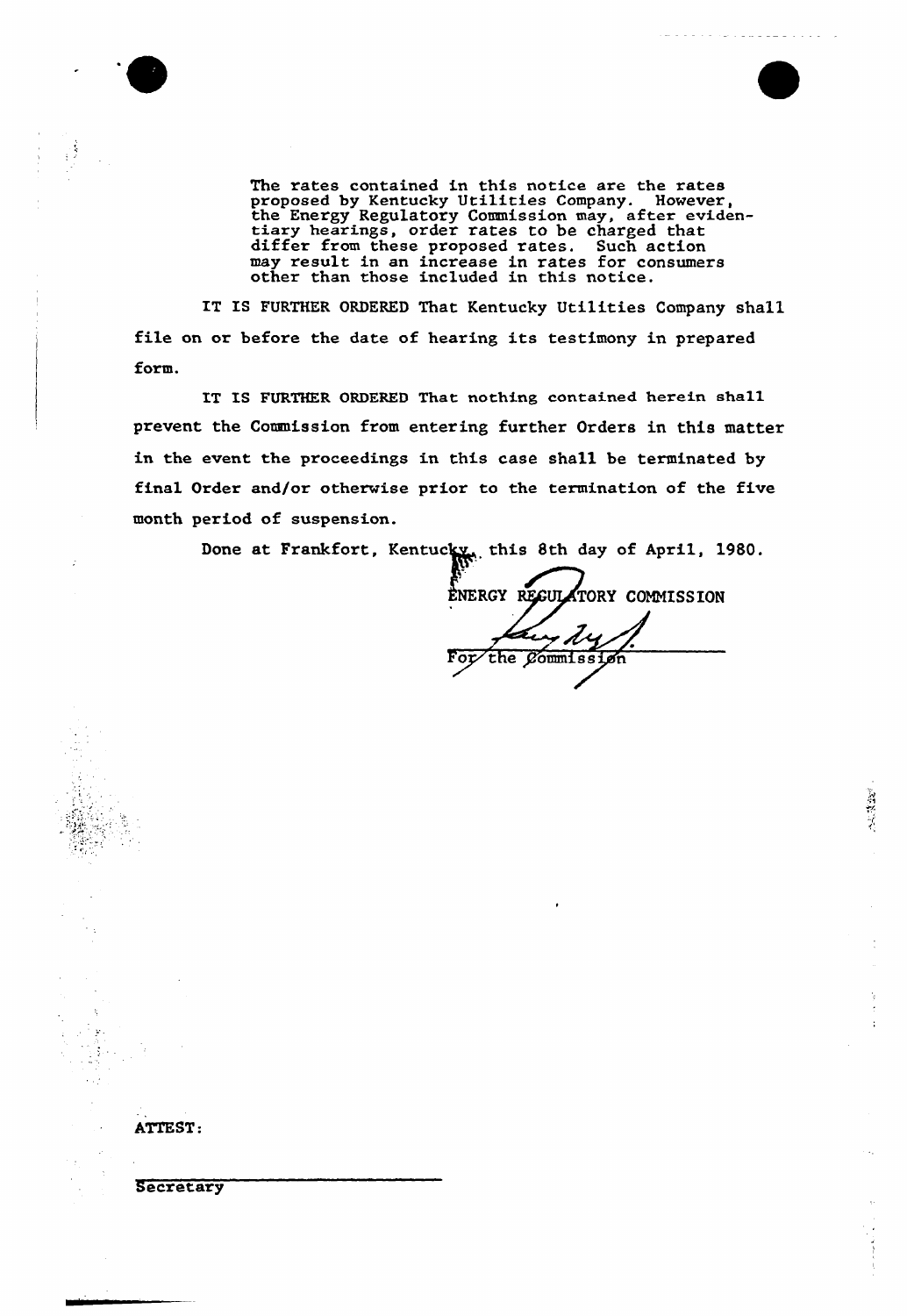The rates contained in this notice are the rates proposed by Kentucky Utilities Company. However, the Energy Regulatory Commission may, after evidentiary hearings, order rates to be charged that differ from these proposed rates. Such action may result in an increase in rates for consumers other than those included in this notice.

IT IS FURTHER ORDERED That Kentucky Utilities Company shall file on or before the date of hearing its testimony in prepared form.

IT IS FURTHER ORDERED That nothing contained herein shall prevent the Commission from entering further Orders in this matter in the event the proceedings in this case shall be terminated by final Order and/or otherwise prior to the termination of the five month period of suspension.

Done at Frankfort, Kentucky, this 8th day of April, 1980.

ENERGY REGULATORY COMMISSION

For the Commission

ATTEST:

Secretary